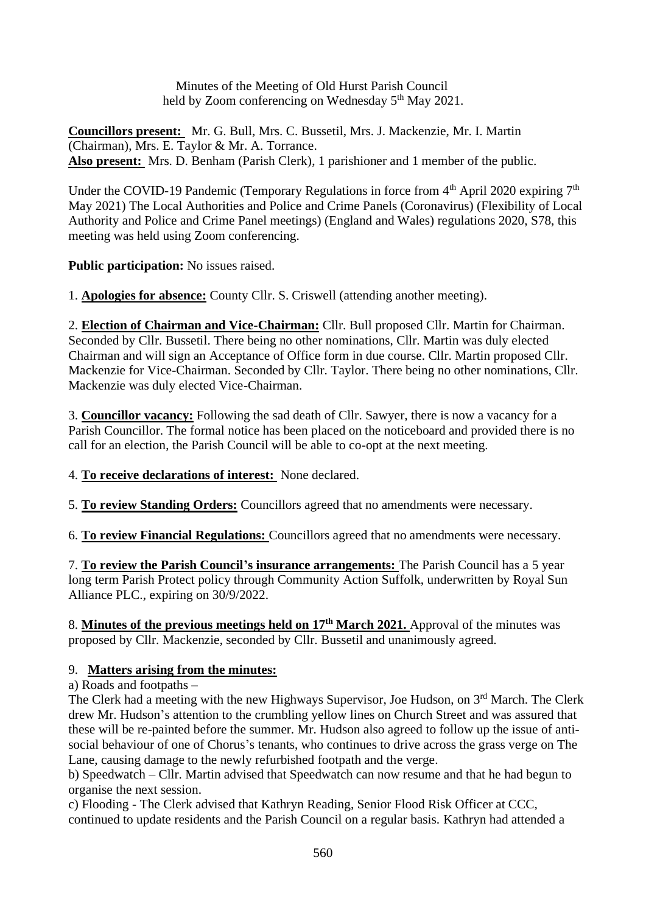Minutes of the Meeting of Old Hurst Parish Council
held by Zoom conferencing on Wednesday 5th May 2021.

**Councillors present:** Mr. G. Bull, Mrs. C. Bussetil, Mrs. J. Mackenzie, Mr. I. Martin (Chairman), Mrs. E. Taylor & Mr. A. Torrance.
**Also present:** Mrs. D. Benham (Parish Clerk), 1 parishioner and 1 member of the public.

Under the COVID-19 Pandemic (Temporary Regulations in force from 4th April 2020 expiring 7th May 2021) The Local Authorities and Police and Crime Panels (Coronavirus) (Flexibility of Local Authority and Police and Crime Panel meetings) (England and Wales) regulations 2020, S78, this meeting was held using Zoom conferencing.

**Public participation:** No issues raised.

1. **Apologies for absence:** County Cllr. S. Criswell (attending another meeting).

2. **Election of Chairman and Vice-Chairman:** Cllr. Bull proposed Cllr. Martin for Chairman. Seconded by Cllr. Bussetil. There being no other nominations, Cllr. Martin was duly elected Chairman and will sign an Acceptance of Office form in due course. Cllr. Martin proposed Cllr. Mackenzie for Vice-Chairman. Seconded by Cllr. Taylor. There being no other nominations, Cllr. Mackenzie was duly elected Vice-Chairman.

3. **Councillor vacancy:** Following the sad death of Cllr. Sawyer, there is now a vacancy for a Parish Councillor. The formal notice has been placed on the noticeboard and provided there is no call for an election, the Parish Council will be able to co-opt at the next meeting.

4. **To receive declarations of interest:** None declared.

5. **To review Standing Orders:** Councillors agreed that no amendments were necessary.

6. **To review Financial Regulations:** Councillors agreed that no amendments were necessary.

7. **To review the Parish Council's insurance arrangements:** The Parish Council has a 5 year long term Parish Protect policy through Community Action Suffolk, underwritten by Royal Sun Alliance PLC., expiring on 30/9/2022.

8. **Minutes of the previous meetings held on 17th March 2021.** Approval of the minutes was proposed by Cllr. Mackenzie, seconded by Cllr. Bussetil and unanimously agreed.

9. **Matters arising from the minutes:**

a) Roads and footpaths –
The Clerk had a meeting with the new Highways Supervisor, Joe Hudson, on 3rd March. The Clerk drew Mr. Hudson's attention to the crumbling yellow lines on Church Street and was assured that these will be re-painted before the summer. Mr. Hudson also agreed to follow up the issue of anti-social behaviour of one of Chorus's tenants, who continues to drive across the grass verge on The Lane, causing damage to the newly refurbished footpath and the verge.

b) Speedwatch – Cllr. Martin advised that Speedwatch can now resume and that he had begun to organise the next session.

c) Flooding - The Clerk advised that Kathryn Reading, Senior Flood Risk Officer at CCC, continued to update residents and the Parish Council on a regular basis. Kathryn had attended a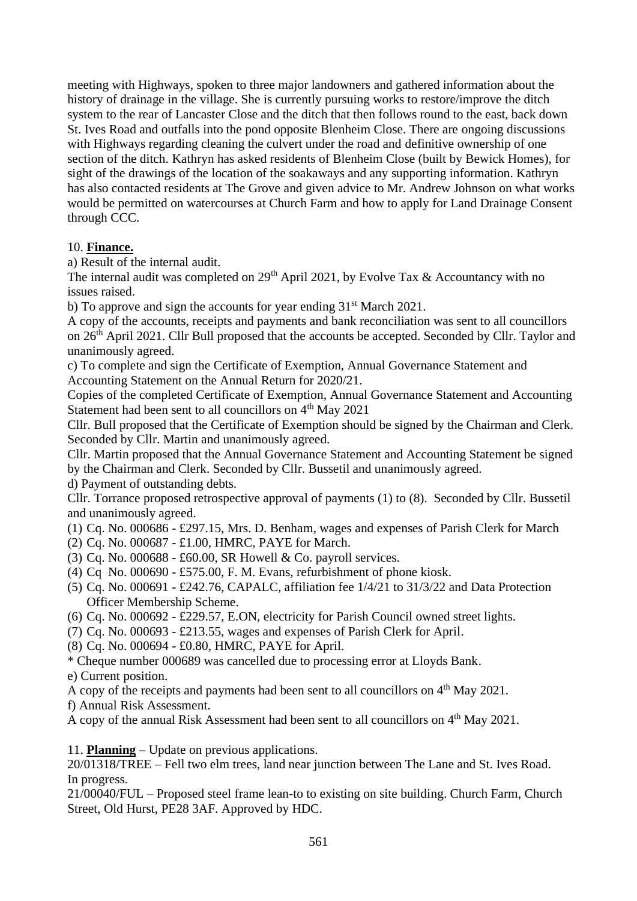meeting with Highways, spoken to three major landowners and gathered information about the history of drainage in the village. She is currently pursuing works to restore/improve the ditch system to the rear of Lancaster Close and the ditch that then follows round to the east, back down St. Ives Road and outfalls into the pond opposite Blenheim Close. There are ongoing discussions with Highways regarding cleaning the culvert under the road and definitive ownership of one section of the ditch. Kathryn has asked residents of Blenheim Close (built by Bewick Homes), for sight of the drawings of the location of the soakaways and any supporting information. Kathryn has also contacted residents at The Grove and given advice to Mr. Andrew Johnson on what works would be permitted on watercourses at Church Farm and how to apply for Land Drainage Consent through CCC.

10. **Finance.**

a) Result of the internal audit.

The internal audit was completed on 29th April 2021, by Evolve Tax & Accountancy with no issues raised.

b) To approve and sign the accounts for year ending 31st March 2021.

A copy of the accounts, receipts and payments and bank reconciliation was sent to all councillors on 26th April 2021. Cllr Bull proposed that the accounts be accepted. Seconded by Cllr. Taylor and unanimously agreed.

c) To complete and sign the Certificate of Exemption, Annual Governance Statement and Accounting Statement on the Annual Return for 2020/21.

Copies of the completed Certificate of Exemption, Annual Governance Statement and Accounting Statement had been sent to all councillors on 4th May 2021

Cllr. Bull proposed that the Certificate of Exemption should be signed by the Chairman and Clerk. Seconded by Cllr. Martin and unanimously agreed.

Cllr. Martin proposed that the Annual Governance Statement and Accounting Statement be signed by the Chairman and Clerk. Seconded by Cllr. Bussetil and unanimously agreed.

d) Payment of outstanding debts.

Cllr. Torrance proposed retrospective approval of payments (1) to (8). Seconded by Cllr. Bussetil and unanimously agreed.

(1) Cq. No. 000686 - £297.15, Mrs. D. Benham, wages and expenses of Parish Clerk for March
(2) Cq. No. 000687 - £1.00, HMRC, PAYE for March.
(3) Cq. No. 000688 - £60.00, SR Howell & Co. payroll services.
(4) Cq No. 000690 - £575.00, F. M. Evans, refurbishment of phone kiosk.
(5) Cq. No. 000691 - £242.76, CAPALC, affiliation fee 1/4/21 to 31/3/22 and Data Protection Officer Membership Scheme.
(6) Cq. No. 000692 - £229.57, E.ON, electricity for Parish Council owned street lights.
(7) Cq. No. 000693 - £213.55, wages and expenses of Parish Clerk for April.
(8) Cq. No. 000694 - £0.80, HMRC, PAYE for April.

* Cheque number 000689 was cancelled due to processing error at Lloyds Bank.

e) Current position.

A copy of the receipts and payments had been sent to all councillors on 4th May 2021.

f) Annual Risk Assessment.

A copy of the annual Risk Assessment had been sent to all councillors on 4th May 2021.

11. **Planning** – Update on previous applications.

20/01318/TREE – Fell two elm trees, land near junction between The Lane and St. Ives Road. In progress.

21/00040/FUL – Proposed steel frame lean-to to existing on site building. Church Farm, Church Street, Old Hurst, PE28 3AF. Approved by HDC.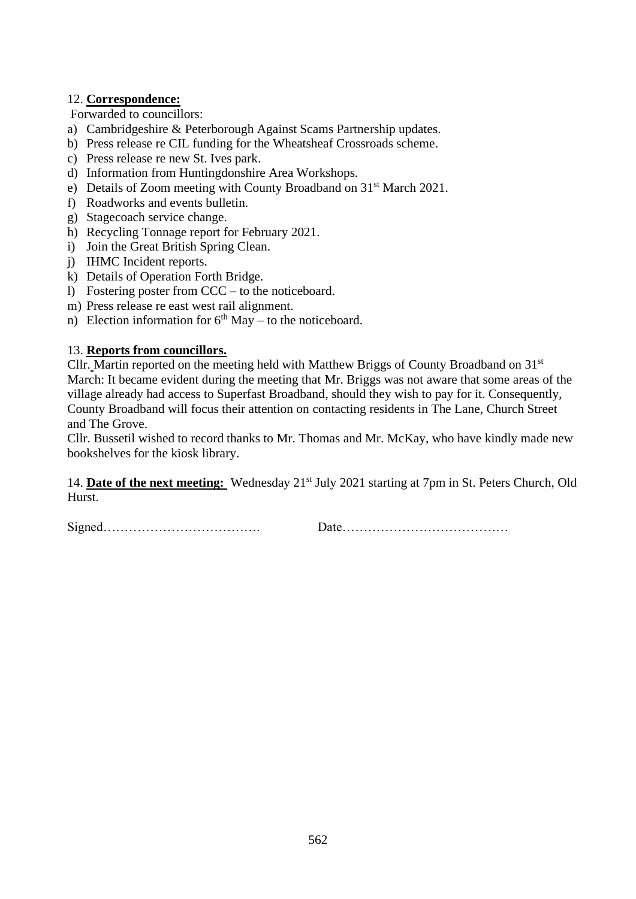12. **Correspondence:**

Forwarded to councillors:

a) Cambridgeshire & Peterborough Against Scams Partnership updates.
b) Press release re CIL funding for the Wheatsheaf Crossroads scheme.
c) Press release re new St. Ives park.
d) Information from Huntingdonshire Area Workshops.
e) Details of Zoom meeting with County Broadband on 31st March 2021.
f) Roadworks and events bulletin.
g) Stagecoach service change.
h) Recycling Tonnage report for February 2021.
i) Join the Great British Spring Clean.
j) IHMC Incident reports.
k) Details of Operation Forth Bridge.
l) Fostering poster from CCC – to the noticeboard.
m) Press release re east west rail alignment.
n) Election information for 6th May – to the noticeboard.

13. **Reports from councillors.**

Cllr. Martin reported on the meeting held with Matthew Briggs of County Broadband on 31st March: It became evident during the meeting that Mr. Briggs was not aware that some areas of the village already had access to Superfast Broadband, should they wish to pay for it. Consequently, County Broadband will focus their attention on contacting residents in The Lane, Church Street and The Grove.

Cllr. Bussetil wished to record thanks to Mr. Thomas and Mr. McKay, who have kindly made new bookshelves for the kiosk library.

14. **Date of the next meeting:** Wednesday 21st July 2021 starting at 7pm in St. Peters Church, Old Hurst.

Signed………………………………. Date…………………………………